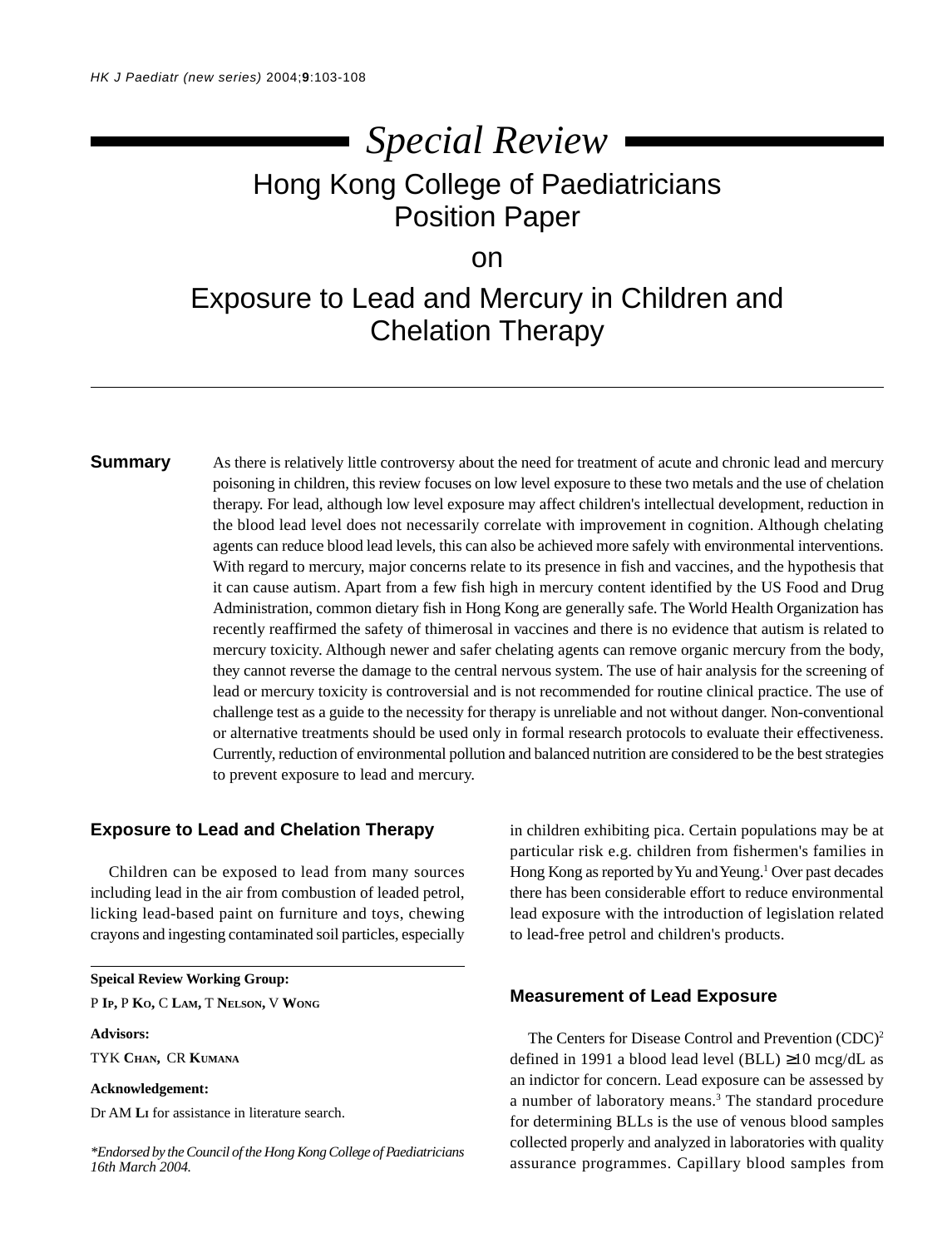*Special Review*

# Hong Kong College of Paediatricians Position Paper on Exposure to Lead and Mercury in Children and Chelation Therapy

**Summary**

As there is relatively little controversy about the need for treatment of acute and chronic lead and mercury poisoning in children, this review focuses on low level exposure to these two metals and the use of chelation therapy. For lead, although low level exposure may affect children's intellectual development, reduction in the blood lead level does not necessarily correlate with improvement in cognition. Although chelating agents can reduce blood lead levels, this can also be achieved more safely with environmental interventions. With regard to mercury, major concerns relate to its presence in fish and vaccines, and the hypothesis that it can cause autism. Apart from a few fish high in mercury content identified by the US Food and Drug Administration, common dietary fish in Hong Kong are generally safe. The World Health Organization has recently reaffirmed the safety of thimerosal in vaccines and there is no evidence that autism is related to mercury toxicity. Although newer and safer chelating agents can remove organic mercury from the body, they cannot reverse the damage to the central nervous system. The use of hair analysis for the screening of lead or mercury toxicity is controversial and is not recommended for routine clinical practice. The use of challenge test as a guide to the necessity for therapy is unreliable and not without danger. Non-conventional or alternative treatments should be used only in formal research protocols to evaluate their effectiveness. Currently, reduction of environmental pollution and balanced nutrition are considered to be the best strategies to prevent exposure to lead and mercury.

## Exposure to Lead and Chelation Therapy

Children can be exposed to lead from many sources including lead in the air from combustion of leaded petrol, licking lead-based paint on furniture and toys, chewing crayons and ingesting contaminated soil particles, especially in children exhibiting pica. Certain populations may be at particular risk e.g. children from fishermen's families in Hong Kong as reported by Yu and Yeung.[1] Over past decades there has been considerable effort to reduce environmental lead exposure with the introduction of legislation related to lead-free petrol and children's products.

## Measurement of Lead Exposure

The Centers for Disease Control and Prevention (CDC)[2] defined in 1991 a blood lead level (BLL) ≥10 mcg/dL as an indictor for concern. Lead exposure can be assessed by a number of laboratory means.[3] The standard procedure for determining BLLs is the use of venous blood samples collected properly and analyzed in laboratories with quality assurance programmes. Capillary blood samples from

---

**Speical Review Working Group:**

P **Ip**, P **Ko**, C **Lam**, T **Nelson**, V **Wong**

**Advisors:**

TYK **Chan**, CR **Kumana**

**Acknowledgement:**

Dr AM **Li** for assistance in literature search.

*\*Endorsed by the Council of the Hong Kong College of Paediatricians 16th March 2004.*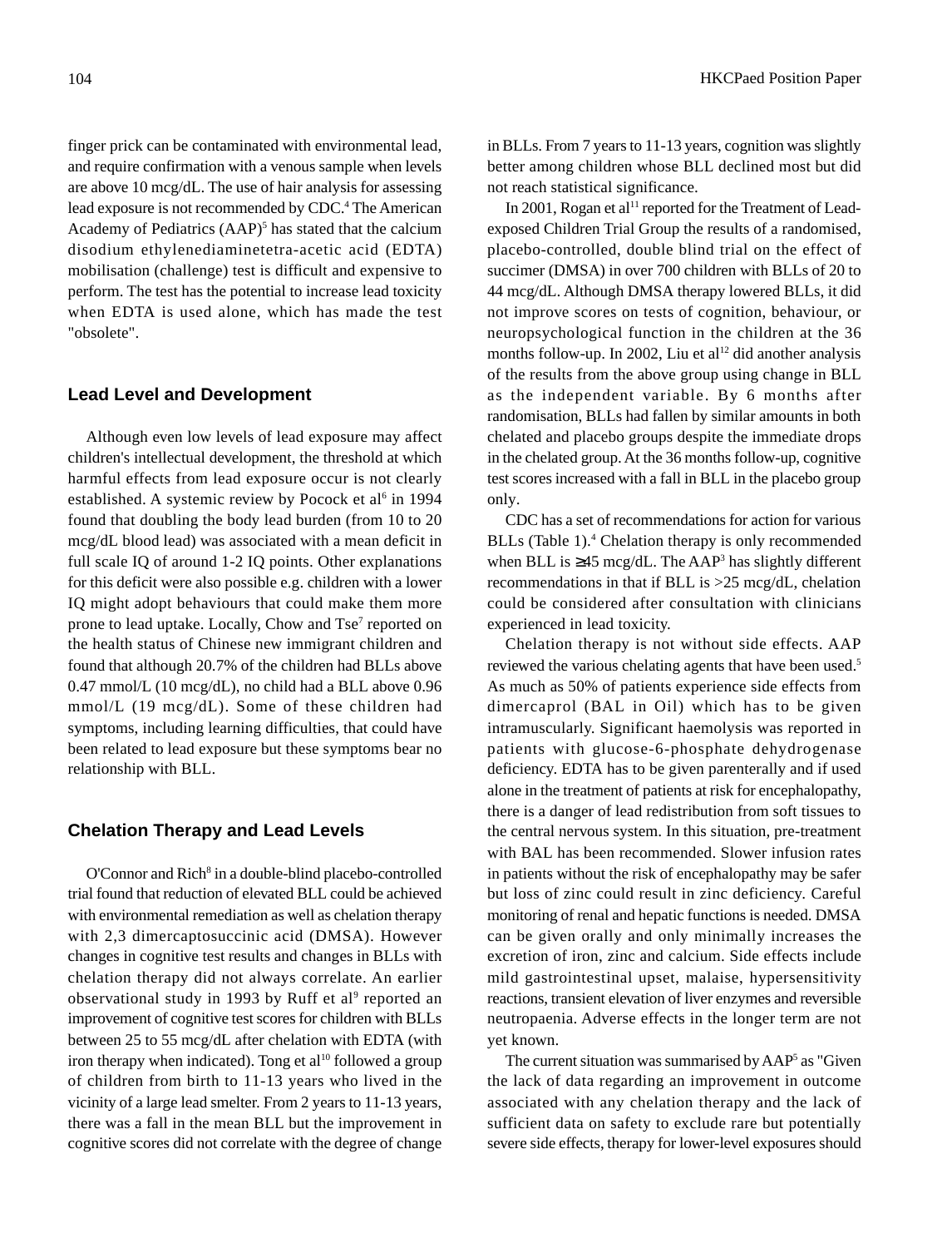finger prick can be contaminated with environmental lead, and require confirmation with a venous sample when levels are above 10 mcg/dL. The use of hair analysis for assessing lead exposure is not recommended by CDC.[4] The American Academy of Pediatrics (AAP)[5] has stated that the calcium disodium ethylenediaminetetra-acetic acid (EDTA) mobilisation (challenge) test is difficult and expensive to perform. The test has the potential to increase lead toxicity when EDTA is used alone, which has made the test "obsolete".

## Lead Level and Development

Although even low levels of lead exposure may affect children's intellectual development, the threshold at which harmful effects from lead exposure occur is not clearly established. A systemic review by Pocock et al[6] in 1994 found that doubling the body lead burden (from 10 to 20 mcg/dL blood lead) was associated with a mean deficit in full scale IQ of around 1-2 IQ points. Other explanations for this deficit were also possible e.g. children with a lower IQ might adopt behaviours that could make them more prone to lead uptake. Locally, Chow and Tse[7] reported on the health status of Chinese new immigrant children and found that although 20.7% of the children had BLLs above 0.47 mmol/L (10 mcg/dL), no child had a BLL above 0.96 mmol/L (19 mcg/dL). Some of these children had symptoms, including learning difficulties, that could have been related to lead exposure but these symptoms bear no relationship with BLL.

## Chelation Therapy and Lead Levels

O'Connor and Rich[8] in a double-blind placebo-controlled trial found that reduction of elevated BLL could be achieved with environmental remediation as well as chelation therapy with 2,3 dimercaptosuccinic acid (DMSA). However changes in cognitive test results and changes in BLLs with chelation therapy did not always correlate. An earlier observational study in 1993 by Ruff et al[9] reported an improvement of cognitive test scores for children with BLLs between 25 to 55 mcg/dL after chelation with EDTA (with iron therapy when indicated). Tong et al[10] followed a group of children from birth to 11-13 years who lived in the vicinity of a large lead smelter. From 2 years to 11-13 years, there was a fall in the mean BLL but the improvement in cognitive scores did not correlate with the degree of change in BLLs. From 7 years to 11-13 years, cognition was slightly better among children whose BLL declined most but did not reach statistical significance.

In 2001, Rogan et al[11] reported for the Treatment of Lead-exposed Children Trial Group the results of a randomised, placebo-controlled, double blind trial on the effect of succimer (DMSA) in over 700 children with BLLs of 20 to 44 mcg/dL. Although DMSA therapy lowered BLLs, it did not improve scores on tests of cognition, behaviour, or neuropsychological function in the children at the 36 months follow-up. In 2002, Liu et al[12] did another analysis of the results from the above group using change in BLL as the independent variable. By 6 months after randomisation, BLLs had fallen by similar amounts in both chelated and placebo groups despite the immediate drops in the chelated group. At the 36 months follow-up, cognitive test scores increased with a fall in BLL in the placebo group only.

CDC has a set of recommendations for action for various BLLs (Table 1).[4] Chelation therapy is only recommended when BLL is ≥45 mcg/dL. The AAP[3] has slightly different recommendations in that if BLL is >25 mcg/dL, chelation could be considered after consultation with clinicians experienced in lead toxicity.

Chelation therapy is not without side effects. AAP reviewed the various chelating agents that have been used.[5] As much as 50% of patients experience side effects from dimercaprol (BAL in Oil) which has to be given intramuscularly. Significant haemolysis was reported in patients with glucose-6-phosphate dehydrogenase deficiency. EDTA has to be given parenterally and if used alone in the treatment of patients at risk for encephalopathy, there is a danger of lead redistribution from soft tissues to the central nervous system. In this situation, pre-treatment with BAL has been recommended. Slower infusion rates in patients without the risk of encephalopathy may be safer but loss of zinc could result in zinc deficiency. Careful monitoring of renal and hepatic functions is needed. DMSA can be given orally and only minimally increases the excretion of iron, zinc and calcium. Side effects include mild gastrointestinal upset, malaise, hypersensitivity reactions, transient elevation of liver enzymes and reversible neutropaenia. Adverse effects in the longer term are not yet known.

The current situation was summarised by AAP[5] as "Given the lack of data regarding an improvement in outcome associated with any chelation therapy and the lack of sufficient data on safety to exclude rare but potentially severe side effects, therapy for lower-level exposures should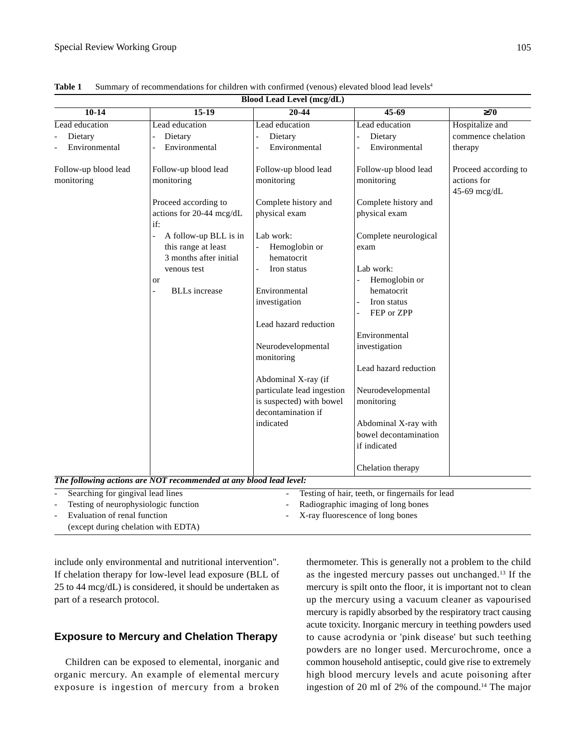**Table 1** Summary of recommendations for children with confirmed (venous) elevated blood lead levels[4]

| Blood Lead Level (mcg/dL) | | | | |
|---|---|---|---|---|
| **10-14** | **15-19** | **20-44** | **45-69** | **≥70** |
| Lead education<br>- Dietary<br>- Environmental<br><br>Follow-up blood lead monitoring | Lead education<br>- Dietary<br>- Environmental<br><br>Follow-up blood lead monitoring<br><br>Proceed according to actions for 20-44 mcg/dL if:<br>- A follow-up BLL is in this range at least 3 months after initial venous test<br>or<br>- BLLs increase | Lead education<br>- Dietary<br>- Environmental<br><br>Follow-up blood lead monitoring<br><br>Complete history and physical exam<br><br>Lab work:<br>- Hemoglobin or hematocrit<br>- Iron status<br><br>Environmental investigation<br><br>Lead hazard reduction<br><br>Neurodevelopmental monitoring<br><br>Abdominal X-ray (if particulate lead ingestion is suspected) with bowel decontamination if indicated | Lead education<br>- Dietary<br>- Environmental<br><br>Follow-up blood lead monitoring<br><br>Complete history and physical exam<br><br>Complete neurological exam<br><br>Lab work:<br>- Hemoglobin or hematocrit<br>- Iron status<br>- FEP or ZPP<br><br>Environmental investigation<br><br>Lead hazard reduction<br><br>Neurodevelopmental monitoring<br><br>Abdominal X-ray with bowel decontamination if indicated<br><br>Chelation therapy | Hospitalize and commence chelation therapy<br><br>Proceed according to actions for 45-69 mcg/dL |

***The following actions are NOT recommended at any blood lead level:***

- Searching for gingival lead lines
- Testing of neurophysiologic function
- Evaluation of renal function (except during chelation with EDTA)
- Testing of hair, teeth, or fingernails for lead
- Radiographic imaging of long bones
- X-ray fluorescence of long bones

include only environmental and nutritional intervention". If chelation therapy for low-level lead exposure (BLL of 25 to 44 mcg/dL) is considered, it should be undertaken as part of a research protocol.

## Exposure to Mercury and Chelation Therapy

Children can be exposed to elemental, inorganic and organic mercury. An example of elemental mercury exposure is ingestion of mercury from a broken thermometer. This is generally not a problem to the child as the ingested mercury passes out unchanged.[13] If the mercury is spilt onto the floor, it is important not to clean up the mercury using a vacuum cleaner as vapourised mercury is rapidly absorbed by the respiratory tract causing acute toxicity. Inorganic mercury in teething powders used to cause acrodynia or 'pink disease' but such teething powders are no longer used. Mercurochrome, once a common household antiseptic, could give rise to extremely high blood mercury levels and acute poisoning after ingestion of 20 ml of 2% of the compound.[14] The major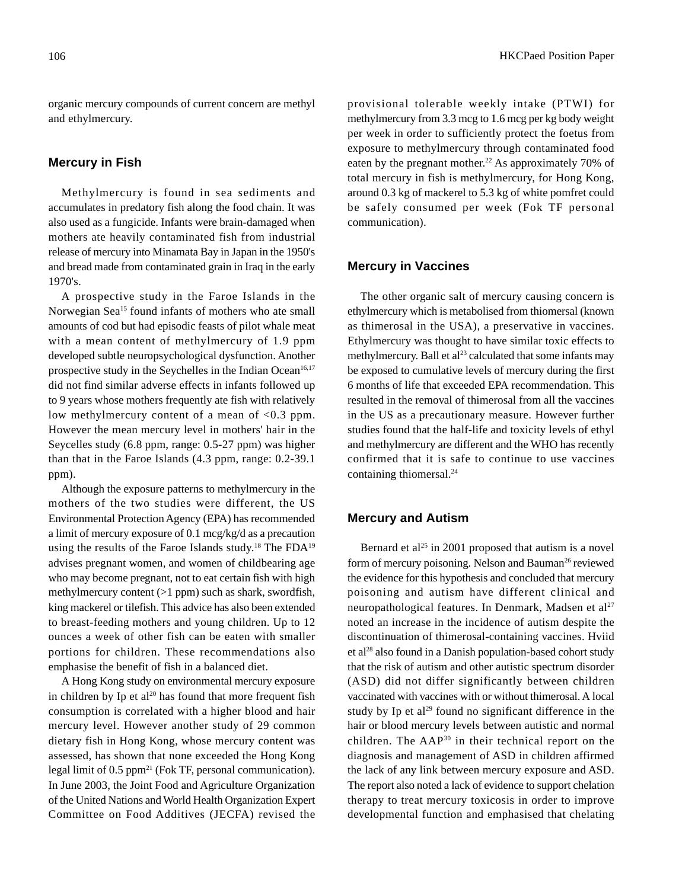organic mercury compounds of current concern are methyl and ethylmercury.

## Mercury in Fish

Methylmercury is found in sea sediments and accumulates in predatory fish along the food chain. It was also used as a fungicide. Infants were brain-damaged when mothers ate heavily contaminated fish from industrial release of mercury into Minamata Bay in Japan in the 1950's and bread made from contaminated grain in Iraq in the early 1970's.

A prospective study in the Faroe Islands in the Norwegian Sea[15] found infants of mothers who ate small amounts of cod but had episodic feasts of pilot whale meat with a mean content of methylmercury of 1.9 ppm developed subtle neuropsychological dysfunction. Another prospective study in the Seychelles in the Indian Ocean[16,17] did not find similar adverse effects in infants followed up to 9 years whose mothers frequently ate fish with relatively low methylmercury content of a mean of <0.3 ppm. However the mean mercury level in mothers' hair in the Seycelles study (6.8 ppm, range: 0.5-27 ppm) was higher than that in the Faroe Islands (4.3 ppm, range: 0.2-39.1 ppm).

Although the exposure patterns to methylmercury in the mothers of the two studies were different, the US Environmental Protection Agency (EPA) has recommended a limit of mercury exposure of 0.1 mcg/kg/d as a precaution using the results of the Faroe Islands study.[18] The FDA[19] advises pregnant women, and women of childbearing age who may become pregnant, not to eat certain fish with high methylmercury content (>1 ppm) such as shark, swordfish, king mackerel or tilefish. This advice has also been extended to breast-feeding mothers and young children. Up to 12 ounces a week of other fish can be eaten with smaller portions for children. These recommendations also emphasise the benefit of fish in a balanced diet.

A Hong Kong study on environmental mercury exposure in children by Ip et al[20] has found that more frequent fish consumption is correlated with a higher blood and hair mercury level. However another study of 29 common dietary fish in Hong Kong, whose mercury content was assessed, has shown that none exceeded the Hong Kong legal limit of 0.5 ppm[21] (Fok TF, personal communication). In June 2003, the Joint Food and Agriculture Organization of the United Nations and World Health Organization Expert Committee on Food Additives (JECFA) revised the provisional tolerable weekly intake (PTWI) for methylmercury from 3.3 mcg to 1.6 mcg per kg body weight per week in order to sufficiently protect the foetus from exposure to methylmercury through contaminated food eaten by the pregnant mother.[22] As approximately 70% of total mercury in fish is methylmercury, for Hong Kong, around 0.3 kg of mackerel to 5.3 kg of white pomfret could be safely consumed per week (Fok TF personal communication).

## Mercury in Vaccines

The other organic salt of mercury causing concern is ethylmercury which is metabolised from thiomersal (known as thimerosal in the USA), a preservative in vaccines. Ethylmercury was thought to have similar toxic effects to methylmercury. Ball et al[23] calculated that some infants may be exposed to cumulative levels of mercury during the first 6 months of life that exceeded EPA recommendation. This resulted in the removal of thimerosal from all the vaccines in the US as a precautionary measure. However further studies found that the half-life and toxicity levels of ethyl and methylmercury are different and the WHO has recently confirmed that it is safe to continue to use vaccines containing thiomersal.[24]

## Mercury and Autism

Bernard et al[25] in 2001 proposed that autism is a novel form of mercury poisoning. Nelson and Bauman[26] reviewed the evidence for this hypothesis and concluded that mercury poisoning and autism have different clinical and neuropathological features. In Denmark, Madsen et al[27] noted an increase in the incidence of autism despite the discontinuation of thimerosal-containing vaccines. Hviid et al[28] also found in a Danish population-based cohort study that the risk of autism and other autistic spectrum disorder (ASD) did not differ significantly between children vaccinated with vaccines with or without thimerosal. A local study by Ip et al[29] found no significant difference in the hair or blood mercury levels between autistic and normal children. The AAP[30] in their technical report on the diagnosis and management of ASD in children affirmed the lack of any link between mercury exposure and ASD. The report also noted a lack of evidence to support chelation therapy to treat mercury toxicosis in order to improve developmental function and emphasised that chelating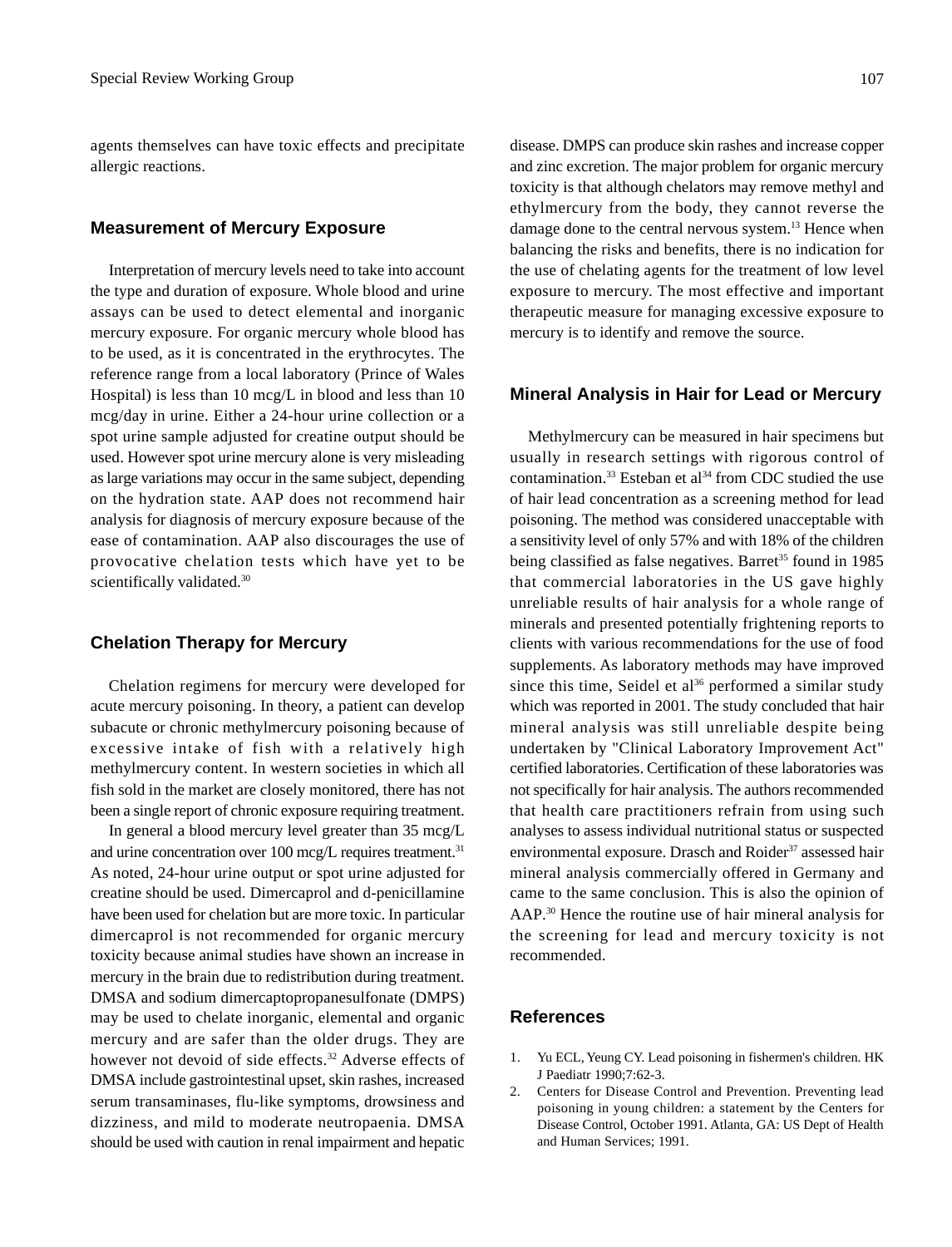agents themselves can have toxic effects and precipitate allergic reactions.

## Measurement of Mercury Exposure

Interpretation of mercury levels need to take into account the type and duration of exposure. Whole blood and urine assays can be used to detect elemental and inorganic mercury exposure. For organic mercury whole blood has to be used, as it is concentrated in the erythrocytes. The reference range from a local laboratory (Prince of Wales Hospital) is less than 10 mcg/L in blood and less than 10 mcg/day in urine. Either a 24-hour urine collection or a spot urine sample adjusted for creatine output should be used. However spot urine mercury alone is very misleading as large variations may occur in the same subject, depending on the hydration state. AAP does not recommend hair analysis for diagnosis of mercury exposure because of the ease of contamination. AAP also discourages the use of provocative chelation tests which have yet to be scientifically validated.[30]

## Chelation Therapy for Mercury

Chelation regimens for mercury were developed for acute mercury poisoning. In theory, a patient can develop subacute or chronic methylmercury poisoning because of excessive intake of fish with a relatively high methylmercury content. In western societies in which all fish sold in the market are closely monitored, there has not been a single report of chronic exposure requiring treatment.

In general a blood mercury level greater than 35 mcg/L and urine concentration over 100 mcg/L requires treatment.[31] As noted, 24-hour urine output or spot urine adjusted for creatine should be used. Dimercaprol and d-penicillamine have been used for chelation but are more toxic. In particular dimercaprol is not recommended for organic mercury toxicity because animal studies have shown an increase in mercury in the brain due to redistribution during treatment. DMSA and sodium dimercaptopropanesulfonate (DMPS) may be used to chelate inorganic, elemental and organic mercury and are safer than the older drugs. They are however not devoid of side effects.[32] Adverse effects of DMSA include gastrointestinal upset, skin rashes, increased serum transaminases, flu-like symptoms, drowsiness and dizziness, and mild to moderate neutropaenia. DMSA should be used with caution in renal impairment and hepatic disease. DMPS can produce skin rashes and increase copper and zinc excretion. The major problem for organic mercury toxicity is that although chelators may remove methyl and ethylmercury from the body, they cannot reverse the damage done to the central nervous system.[13] Hence when balancing the risks and benefits, there is no indication for the use of chelating agents for the treatment of low level exposure to mercury. The most effective and important therapeutic measure for managing excessive exposure to mercury is to identify and remove the source.

## Mineral Analysis in Hair for Lead or Mercury

Methylmercury can be measured in hair specimens but usually in research settings with rigorous control of contamination.[33] Esteban et al[34] from CDC studied the use of hair lead concentration as a screening method for lead poisoning. The method was considered unacceptable with a sensitivity level of only 57% and with 18% of the children being classified as false negatives. Barret[35] found in 1985 that commercial laboratories in the US gave highly unreliable results of hair analysis for a whole range of minerals and presented potentially frightening reports to clients with various recommendations for the use of food supplements. As laboratory methods may have improved since this time, Seidel et al[36] performed a similar study which was reported in 2001. The study concluded that hair mineral analysis was still unreliable despite being undertaken by "Clinical Laboratory Improvement Act" certified laboratories. Certification of these laboratories was not specifically for hair analysis. The authors recommended that health care practitioners refrain from using such analyses to assess individual nutritional status or suspected environmental exposure. Drasch and Roider[37] assessed hair mineral analysis commercially offered in Germany and came to the same conclusion. This is also the opinion of AAP.[30] Hence the routine use of hair mineral analysis for the screening for lead and mercury toxicity is not recommended.

## References

1. Yu ECL, Yeung CY. Lead poisoning in fishermen's children. HK J Paediatr 1990;7:62-3.
2. Centers for Disease Control and Prevention. Preventing lead poisoning in young children: a statement by the Centers for Disease Control, October 1991. Atlanta, GA: US Dept of Health and Human Services; 1991.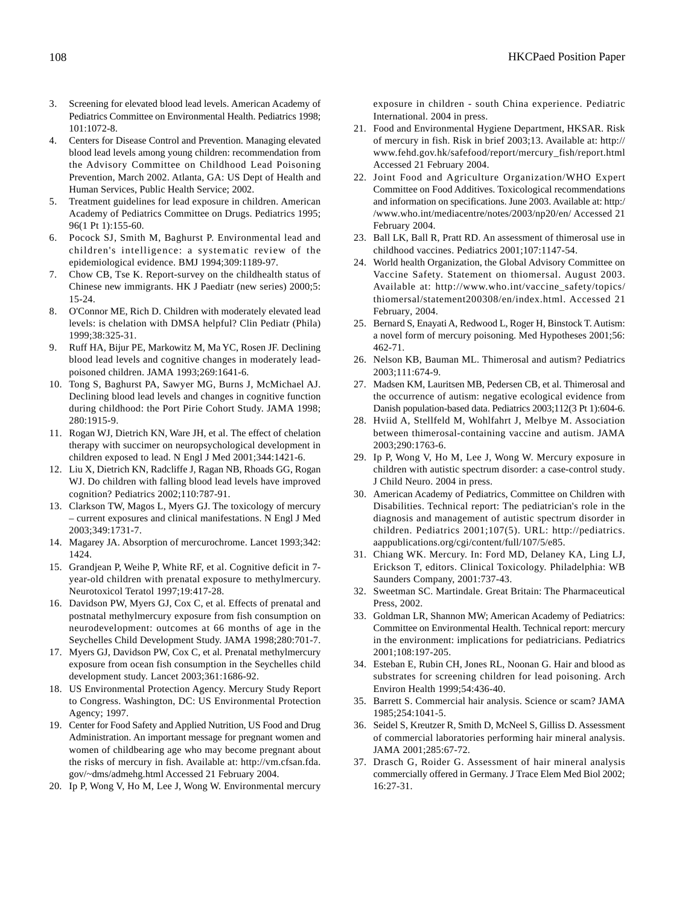3. Screening for elevated blood lead levels. American Academy of Pediatrics Committee on Environmental Health. Pediatrics 1998; 101:1072-8.
4. Centers for Disease Control and Prevention. Managing elevated blood lead levels among young children: recommendation from the Advisory Committee on Childhood Lead Poisoning Prevention, March 2002. Atlanta, GA: US Dept of Health and Human Services, Public Health Service; 2002.
5. Treatment guidelines for lead exposure in children. American Academy of Pediatrics Committee on Drugs. Pediatrics 1995; 96(1 Pt 1):155-60.
6. Pocock SJ, Smith M, Baghurst P. Environmental lead and children's intelligence: a systematic review of the epidemiological evidence. BMJ 1994;309:1189-97.
7. Chow CB, Tse K. Report-survey on the childhealth status of Chinese new immigrants. HK J Paediatr (new series) 2000;5: 15-24.
8. O'Connor ME, Rich D. Children with moderately elevated lead levels: is chelation with DMSA helpful? Clin Pediatr (Phila) 1999;38:325-31.
9. Ruff HA, Bijur PE, Markowitz M, Ma YC, Rosen JF. Declining blood lead levels and cognitive changes in moderately lead-poisoned children. JAMA 1993;269:1641-6.
10. Tong S, Baghurst PA, Sawyer MG, Burns J, McMichael AJ. Declining blood lead levels and changes in cognitive function during childhood: the Port Pirie Cohort Study. JAMA 1998; 280:1915-9.
11. Rogan WJ, Dietrich KN, Ware JH, et al. The effect of chelation therapy with succimer on neuropsychological development in children exposed to lead. N Engl J Med 2001;344:1421-6.
12. Liu X, Dietrich KN, Radcliffe J, Ragan NB, Rhoads GG, Rogan WJ. Do children with falling blood lead levels have improved cognition? Pediatrics 2002;110:787-91.
13. Clarkson TW, Magos L, Myers GJ. The toxicology of mercury – current exposures and clinical manifestations. N Engl J Med 2003;349:1731-7.
14. Magarey JA. Absorption of mercurochrome. Lancet 1993;342: 1424.
15. Grandjean P, Weihe P, White RF, et al. Cognitive deficit in 7-year-old children with prenatal exposure to methylmercury. Neurotoxicol Teratol 1997;19:417-28.
16. Davidson PW, Myers GJ, Cox C, et al. Effects of prenatal and postnatal methylmercury exposure from fish consumption on neurodevelopment: outcomes at 66 months of age in the Seychelles Child Development Study. JAMA 1998;280:701-7.
17. Myers GJ, Davidson PW, Cox C, et al. Prenatal methylmercury exposure from ocean fish consumption in the Seychelles child development study. Lancet 2003;361:1686-92.
18. US Environmental Protection Agency. Mercury Study Report to Congress. Washington, DC: US Environmental Protection Agency; 1997.
19. Center for Food Safety and Applied Nutrition, US Food and Drug Administration. An important message for pregnant women and women of childbearing age who may become pregnant about the risks of mercury in fish. Available at: http://vm.cfsan.fda.gov/~dms/admehg.html Accessed 21 February 2004.
20. Ip P, Wong V, Ho M, Lee J, Wong W. Environmental mercury exposure in children - south China experience. Pediatric International. 2004 in press.
21. Food and Environmental Hygiene Department, HKSAR. Risk of mercury in fish. Risk in brief 2003;13. Available at: http://www.fehd.gov.hk/safefood/report/mercury_fish/report.html Accessed 21 February 2004.
22. Joint Food and Agriculture Organization/WHO Expert Committee on Food Additives. Toxicological recommendations and information on specifications. June 2003. Available at: http://www.who.int/mediacentre/notes/2003/np20/en/ Accessed 21 February 2004.
23. Ball LK, Ball R, Pratt RD. An assessment of thimerosal use in childhood vaccines. Pediatrics 2001;107:1147-54.
24. World health Organization, the Global Advisory Committee on Vaccine Safety. Statement on thiomersal. August 2003. Available at: http://www.who.int/vaccine_safety/topics/thiomersal/statement200308/en/index.html. Accessed 21 February, 2004.
25. Bernard S, Enayati A, Redwood L, Roger H, Binstock T. Autism: a novel form of mercury poisoning. Med Hypotheses 2001;56: 462-71.
26. Nelson KB, Bauman ML. Thimerosal and autism? Pediatrics 2003;111:674-9.
27. Madsen KM, Lauritsen MB, Pedersen CB, et al. Thimerosal and the occurrence of autism: negative ecological evidence from Danish population-based data. Pediatrics 2003;112(3 Pt 1):604-6.
28. Hviid A, Stellfeld M, Wohlfahrt J, Melbye M. Association between thimerosal-containing vaccine and autism. JAMA 2003;290:1763-6.
29. Ip P, Wong V, Ho M, Lee J, Wong W. Mercury exposure in children with autistic spectrum disorder: a case-control study. J Child Neuro. 2004 in press.
30. American Academy of Pediatrics, Committee on Children with Disabilities. Technical report: The pediatrician's role in the diagnosis and management of autistic spectrum disorder in children. Pediatrics 2001;107(5). URL: http://pediatrics.aappublications.org/cgi/content/full/107/5/e85.
31. Chiang WK. Mercury. In: Ford MD, Delaney KA, Ling LJ, Erickson T, editors. Clinical Toxicology. Philadelphia: WB Saunders Company, 2001:737-43.
32. Sweetman SC. Martindale. Great Britain: The Pharmaceutical Press, 2002.
33. Goldman LR, Shannon MW; American Academy of Pediatrics: Committee on Environmental Health. Technical report: mercury in the environment: implications for pediatricians. Pediatrics 2001;108:197-205.
34. Esteban E, Rubin CH, Jones RL, Noonan G. Hair and blood as substrates for screening children for lead poisoning. Arch Environ Health 1999;54:436-40.
35. Barrett S. Commercial hair analysis. Science or scam? JAMA 1985;254:1041-5.
36. Seidel S, Kreutzer R, Smith D, McNeel S, Gilliss D. Assessment of commercial laboratories performing hair mineral analysis. JAMA 2001;285:67-72.
37. Drasch G, Roider G. Assessment of hair mineral analysis commercially offered in Germany. J Trace Elem Med Biol 2002; 16:27-31.